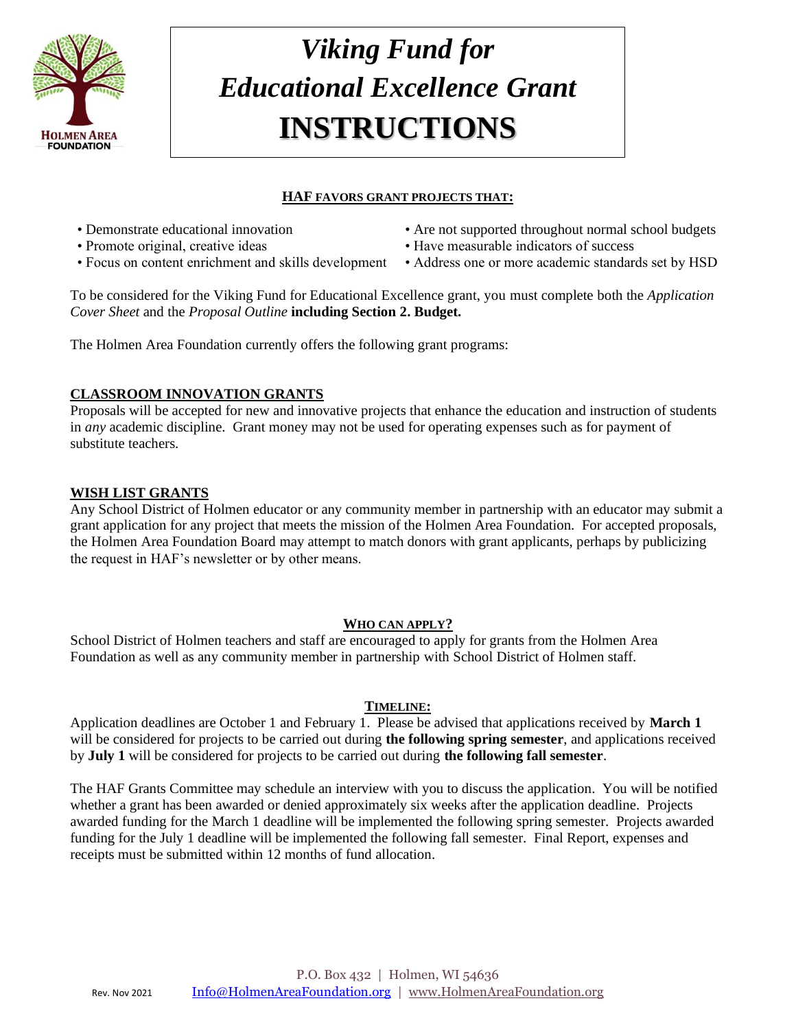# *Viking Fund for Educational Excellence Grant* INSTRUCTIONS

## HAF FAVORS GRANT PROJECTS THAT:

- Demonstrate educational innovation
- Promote original, creative ideas
- Focus on content enrichment and skills development
- Are not supported throughout normal school budgets
- Have measurable indicators of success
- Address one or more academic standards set by HSD

To be considered for the Viking Fund for Educational Excellence grant, you must complete both the *Application Cover Sheet* and the *Proposal Outline* **including Section 2. Budget.**

The Holmen Area Foundation currently offers the following grant programs:

## CLASSROOM INNOVATION GRANTS

Proposals will be accepted for new and innovative projects that enhance the education and instruction of students in *any* academic discipline. Grant money may not be used for operating expenses such as for payment of substitute teachers.

## WISH LIST GRANTS

Any School District of Holmen educator or any community member in partnership with an educator may submit a grant application for any project that meets the mission of the Holmen Area Foundation. For accepted proposals, the Holmen Area Foundation Board may attempt to match donors with grant applicants, perhaps by publicizing the request in HAF's newsletter or by other means.

## WHO CAN APPLY?

School District of Holmen teachers and staff are encouraged to apply for grants from the Holmen Area Foundation as well as any community member in partnership with School District of Holmen staff.

## TIMELINE:

Application deadlines are October 1 and February 1. Please be advised that applications received by **March 1** will be considered for projects to be carried out during **the following spring semester**, and applications received by **July 1** will be considered for projects to be carried out during **the following fall semester**.

The HAF Grants Committee may schedule an interview with you to discuss the application. You will be notified whether a grant has been awarded or denied approximately six weeks after the application deadline. Projects awarded funding for the March 1 deadline will be implemented the following spring semester. Projects awarded funding for the July 1 deadline will be implemented the following fall semester. Final Report, expenses and receipts must be submitted within 12 months of fund allocation.

P.O. Box 432 | Holmen, WI 54636
Info@HolmenAreaFoundation.org | www.HolmenAreaFoundation.org

Rev. Nov 2021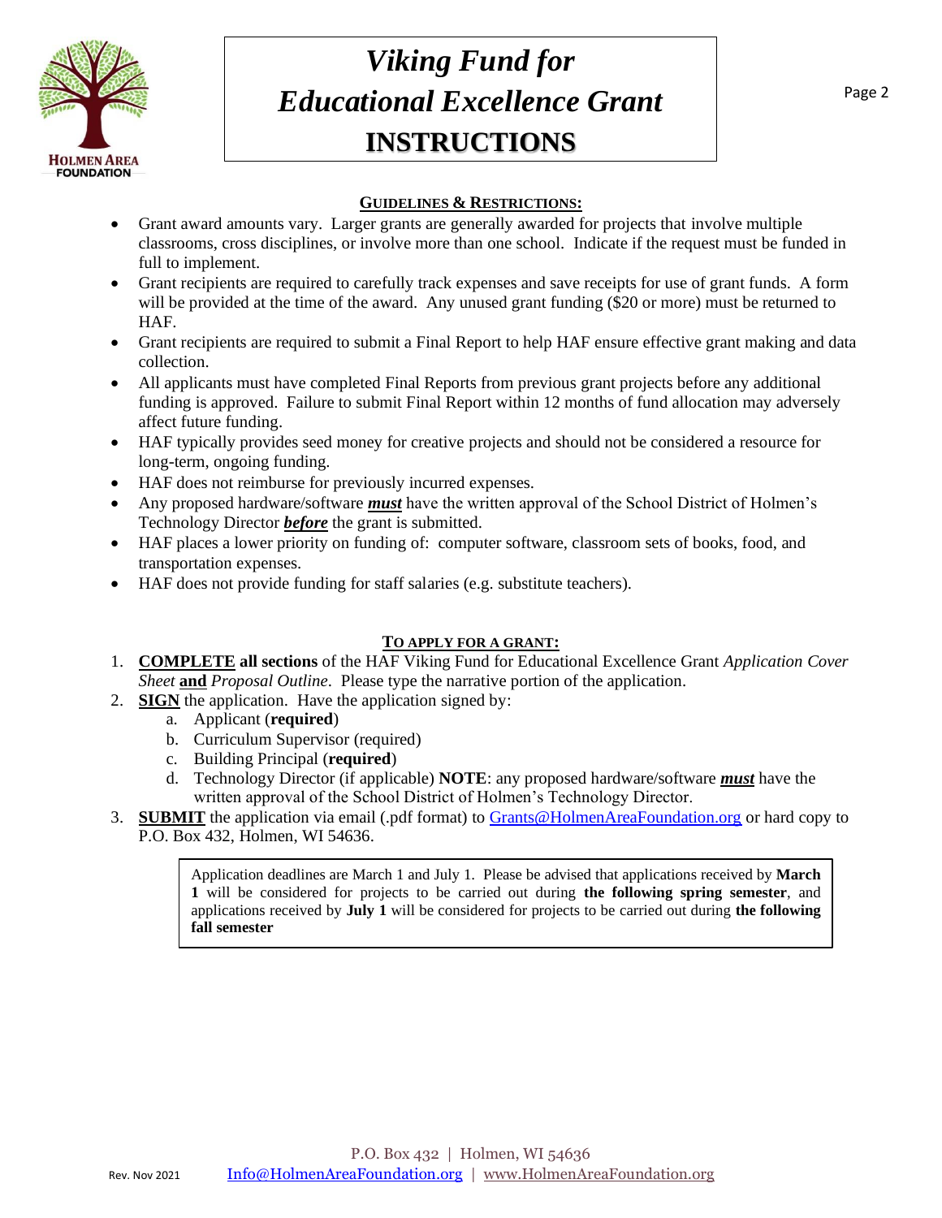# *Viking Fund for Educational Excellence Grant* **INSTRUCTIONS**

## GUIDELINES & RESTRICTIONS:

- Grant award amounts vary. Larger grants are generally awarded for projects that involve multiple classrooms, cross disciplines, or involve more than one school. Indicate if the request must be funded in full to implement.
- Grant recipients are required to carefully track expenses and save receipts for use of grant funds. A form will be provided at the time of the award. Any unused grant funding ($20 or more) must be returned to HAF.
- Grant recipients are required to submit a Final Report to help HAF ensure effective grant making and data collection.
- All applicants must have completed Final Reports from previous grant projects before any additional funding is approved. Failure to submit Final Report within 12 months of fund allocation may adversely affect future funding.
- HAF typically provides seed money for creative projects and should not be considered a resource for long-term, ongoing funding.
- HAF does not reimburse for previously incurred expenses.
- Any proposed hardware/software ***must*** have the written approval of the School District of Holmen's Technology Director ***before*** the grant is submitted.
- HAF places a lower priority on funding of: computer software, classroom sets of books, food, and transportation expenses.
- HAF does not provide funding for staff salaries (e.g. substitute teachers).

## TO APPLY FOR A GRANT:

1. **COMPLETE all sections** of the HAF Viking Fund for Educational Excellence Grant *Application Cover Sheet* **and** *Proposal Outline*. Please type the narrative portion of the application.
2. **SIGN** the application. Have the application signed by:
   a. Applicant (**required**)
   b. Curriculum Supervisor (required)
   c. Building Principal (**required**)
   d. Technology Director (if applicable) **NOTE**: any proposed hardware/software ***must*** have the written approval of the School District of Holmen's Technology Director.
3. **SUBMIT** the application via email (.pdf format) to Grants@HolmenAreaFoundation.org or hard copy to P.O. Box 432, Holmen, WI 54636.

> Application deadlines are March 1 and July 1. Please be advised that applications received by **March 1** will be considered for projects to be carried out during **the following spring semester**, and applications received by **July 1** will be considered for projects to be carried out during **the following fall semester**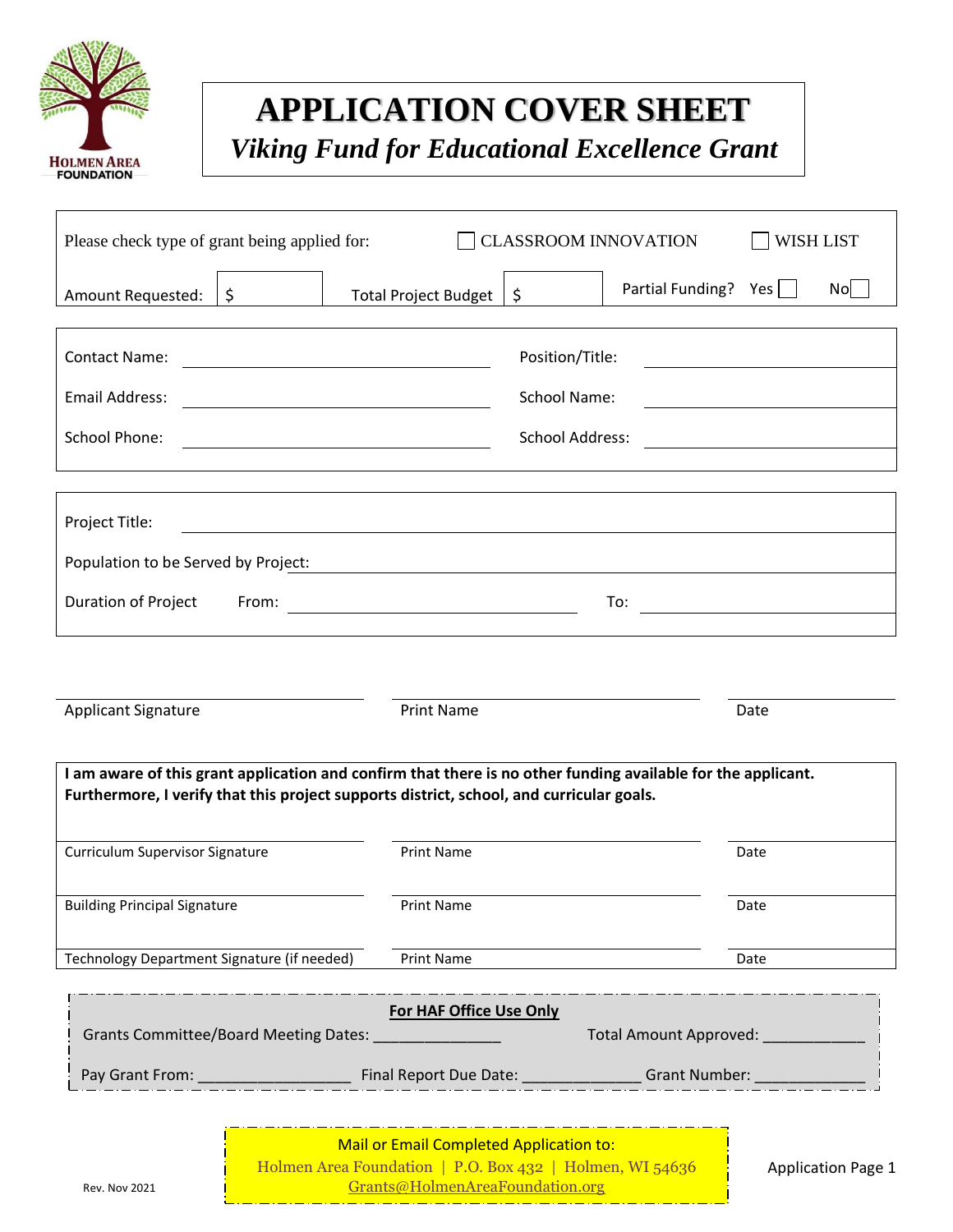# APPLICATION COVER SHEET

## *Viking Fund for Educational Excellence Grant*

Please check type of grant being applied for: ☐ CLASSROOM INNOVATION ☐ WISH LIST

Amount Requested: $ ______ Total Project Budget $ ______ Partial Funding? Yes ☐ No ☐

| | | | |
|---|---|---|---|
| Contact Name: | | Position/Title: | |
| Email Address: | | School Name: | |
| School Phone: | | School Address: | |

Project Title: ______________________________

Population to be Served by Project: ______________________________

Duration of Project From: ______________________ To: ______________________

| Applicant Signature | Print Name | Date |
|---|---|---|

**I am aware of this grant application and confirm that there is no other funding available for the applicant. Furthermore, I verify that this project supports district, school, and curricular goals.**

| | | |
|---|---|---|
| Curriculum Supervisor Signature | Print Name | Date |
| Building Principal Signature | Print Name | Date |
| Technology Department Signature (if needed) | Print Name | Date |

**For HAF Office Use Only**

Grants Committee/Board Meeting Dates: ______________ Total Amount Approved: ___________

Pay Grant From: _________________ Final Report Due Date: _____________ Grant Number: _____________

Mail or Email Completed Application to:
Holmen Area Foundation | P.O. Box 432 | Holmen, WI 54636
Grants@HolmenAreaFoundation.org

Rev. Nov 2021

Application Page 1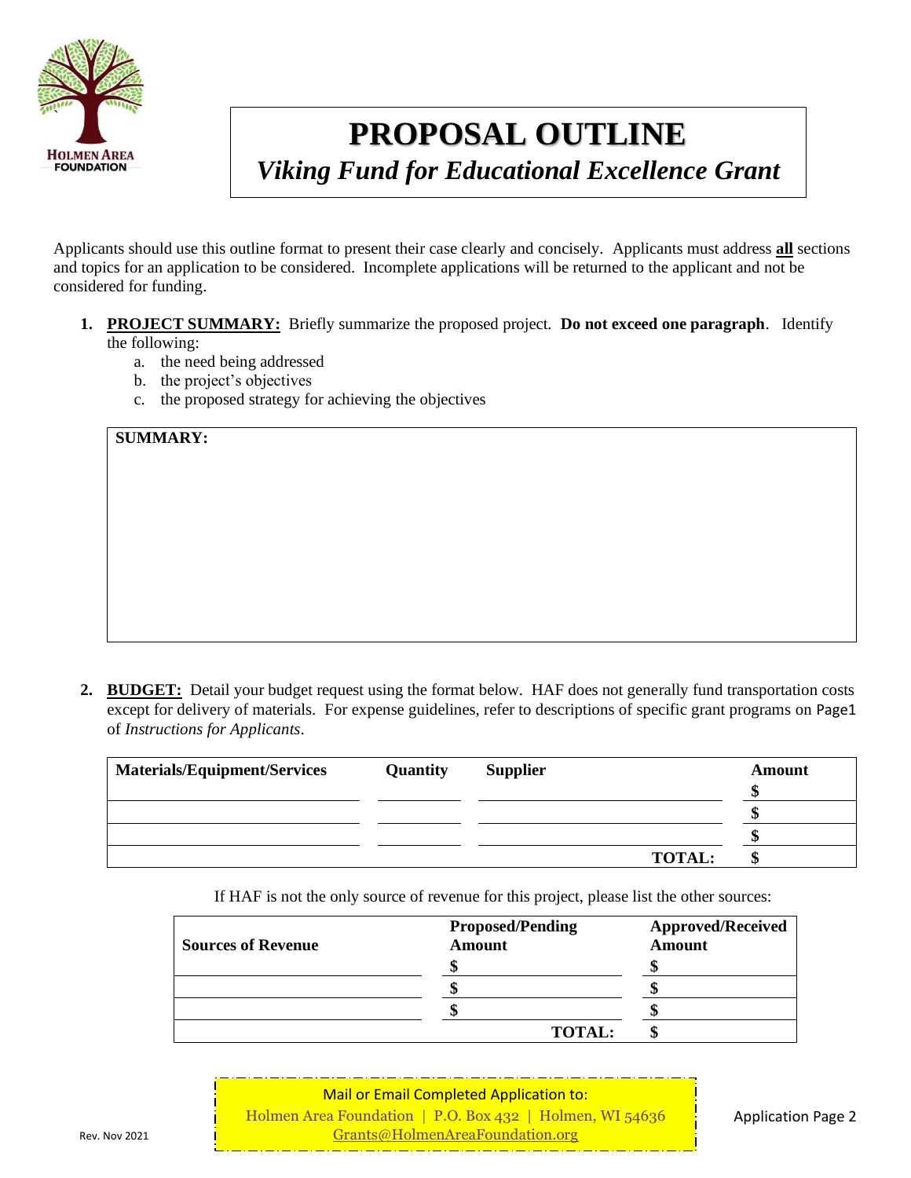# PROPOSAL OUTLINE

## *Viking Fund for Educational Excellence Grant*

Applicants should use this outline format to present their case clearly and concisely. Applicants must address **all** sections and topics for an application to be considered. Incomplete applications will be returned to the applicant and not be considered for funding.

1. **PROJECT SUMMARY:** Briefly summarize the proposed project. **Do not exceed one paragraph**. Identify the following:
   a. the need being addressed
   b. the project's objectives
   c. the proposed strategy for achieving the objectives

| **SUMMARY:** |
|---|
| |

2. **BUDGET:** Detail your budget request using the format below. HAF does not generally fund transportation costs except for delivery of materials. For expense guidelines, refer to descriptions of specific grant programs on Page1 of *Instructions for Applicants*.

| Materials/Equipment/Services | Quantity | Supplier | Amount |
|---|---|---|---|
| | | | $ |
| | | | $ |
| | | | $ |
| | | **TOTAL:** | $ |

If HAF is not the only source of revenue for this project, please list the other sources:

| Sources of Revenue | Proposed/Pending Amount | Approved/Received Amount |
|---|---|---|
| | $ | $ |
| | $ | $ |
| | $ | $ |
| | **TOTAL:** | $ |

Mail or Email Completed Application to:
Holmen Area Foundation | P.O. Box 432 | Holmen, WI 54636
Grants@HolmenAreaFoundation.org

Rev. Nov 2021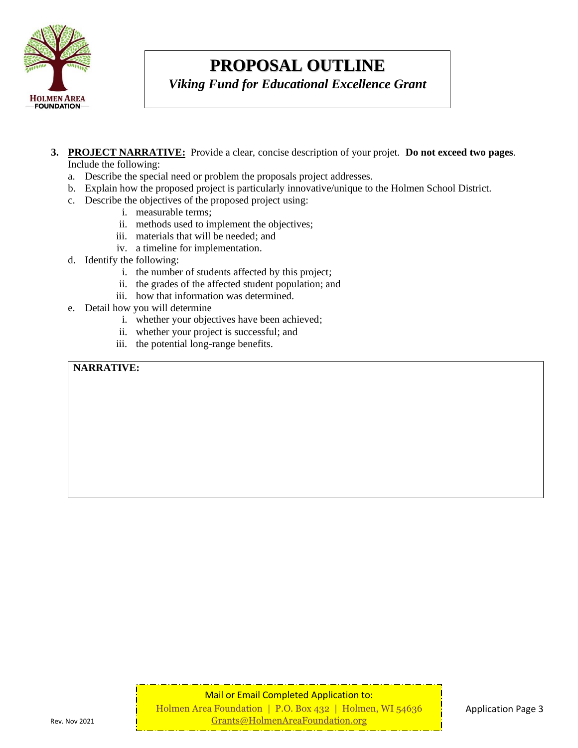HOLMEN AREA FOUNDATION

# PROPOSAL OUTLINE

*Viking Fund for Educational Excellence Grant*

3. **PROJECT NARRATIVE:** Provide a clear, concise description of your projet. **Do not exceed two pages**. Include the following:
   a. Describe the special need or problem the proposals project addresses.
   b. Explain how the proposed project is particularly innovative/unique to the Holmen School District.
   c. Describe the objectives of the proposed project using:
      i. measurable terms;
      ii. methods used to implement the objectives;
      iii. materials that will be needed; and
      iv. a timeline for implementation.
   d. Identify the following:
      i. the number of students affected by this project;
      ii. the grades of the affected student population; and
      iii. how that information was determined.
   e. Detail how you will determine
      i. whether your objectives have been achieved;
      ii. whether your project is successful; and
      iii. the potential long-range benefits.

**NARRATIVE:**

Mail or Email Completed Application to:
Holmen Area Foundation | P.O. Box 432 | Holmen, WI 54636
Grants@HolmenAreaFoundation.org

Rev. Nov 2021